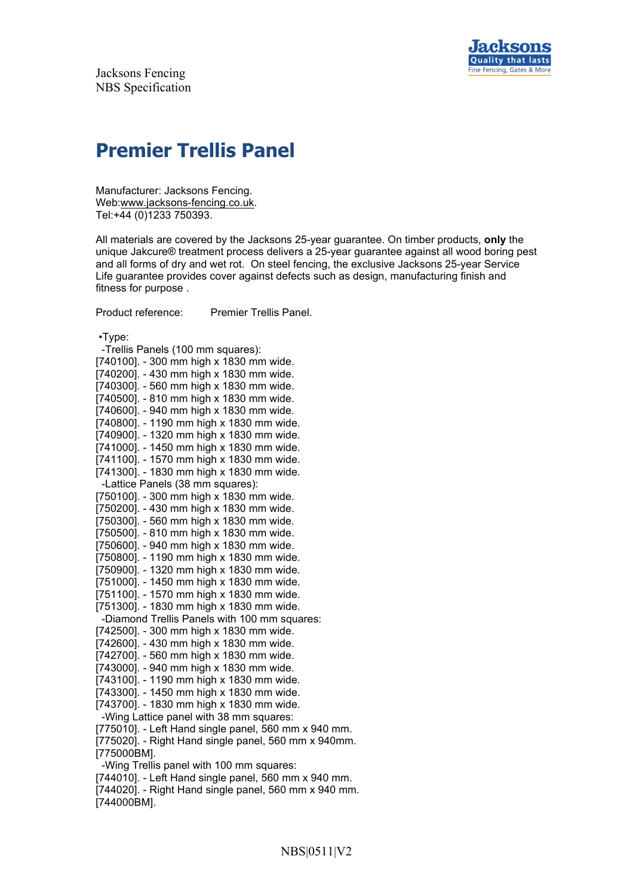Jacksons Fencing
NBS Specification

# Premier Trellis Panel

Manufacturer: Jacksons Fencing.
Web:www.jacksons-fencing.co.uk.
Tel:+44 (0)1233 750393.

All materials are covered by the Jacksons 25-year guarantee. On timber products, **only** the unique Jakcure® treatment process delivers a 25-year guarantee against all wood boring pest and all forms of dry and wet rot. On steel fencing, the exclusive Jacksons 25-year Service Life guarantee provides cover against defects such as design, manufacturing finish and fitness for purpose .

Product reference: Premier Trellis Panel.

•Type:
-Trellis Panels (100 mm squares):
[740100]. - 300 mm high x 1830 mm wide.
[740200]. - 430 mm high x 1830 mm wide.
[740300]. - 560 mm high x 1830 mm wide.
[740500]. - 810 mm high x 1830 mm wide.
[740600]. - 940 mm high x 1830 mm wide.
[740800]. - 1190 mm high x 1830 mm wide.
[740900]. - 1320 mm high x 1830 mm wide.
[741000]. - 1450 mm high x 1830 mm wide.
[741100]. - 1570 mm high x 1830 mm wide.
[741300]. - 1830 mm high x 1830 mm wide.
-Lattice Panels (38 mm squares):
[750100]. - 300 mm high x 1830 mm wide.
[750200]. - 430 mm high x 1830 mm wide.
[750300]. - 560 mm high x 1830 mm wide.
[750500]. - 810 mm high x 1830 mm wide.
[750600]. - 940 mm high x 1830 mm wide.
[750800]. - 1190 mm high x 1830 mm wide.
[750900]. - 1320 mm high x 1830 mm wide.
[751000]. - 1450 mm high x 1830 mm wide.
[751100]. - 1570 mm high x 1830 mm wide.
[751300]. - 1830 mm high x 1830 mm wide.
-Diamond Trellis Panels with 100 mm squares:
[742500]. - 300 mm high x 1830 mm wide.
[742600]. - 430 mm high x 1830 mm wide.
[742700]. - 560 mm high x 1830 mm wide.
[743000]. - 940 mm high x 1830 mm wide.
[743100]. - 1190 mm high x 1830 mm wide.
[743300]. - 1450 mm high x 1830 mm wide.
[743700]. - 1830 mm high x 1830 mm wide.
-Wing Lattice panel with 38 mm squares:
[775010]. - Left Hand single panel, 560 mm x 940 mm.
[775020]. - Right Hand single panel, 560 mm x 940mm.
[775000BM].
-Wing Trellis panel with 100 mm squares:
[744010]. - Left Hand single panel, 560 mm x 940 mm.
[744020]. - Right Hand single panel, 560 mm x 940 mm.
[744000BM].

NBS|0511|V2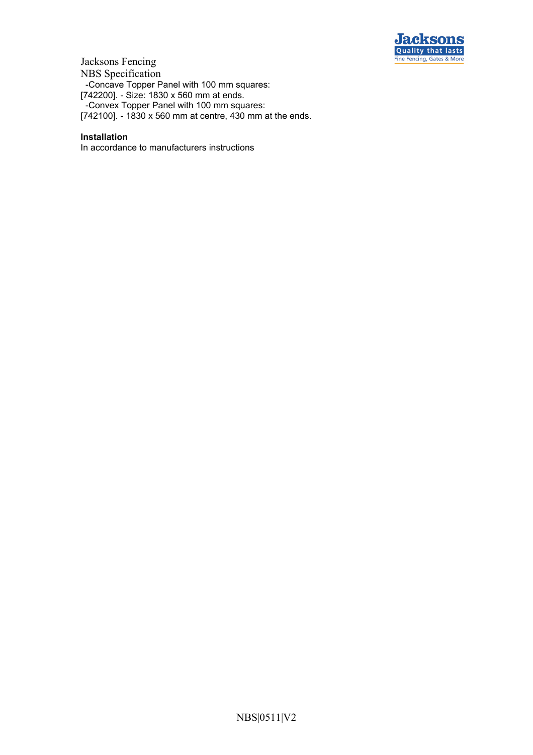Jacksons Fencing
NBS Specification
  -Concave Topper Panel with 100 mm squares:
[742200]. - Size: 1830 x 560 mm at ends.
  -Convex Topper Panel with 100 mm squares:
[742100]. - 1830 x 560 mm at centre, 430 mm at the ends.

**Installation**
In accordance to manufacturers instructions